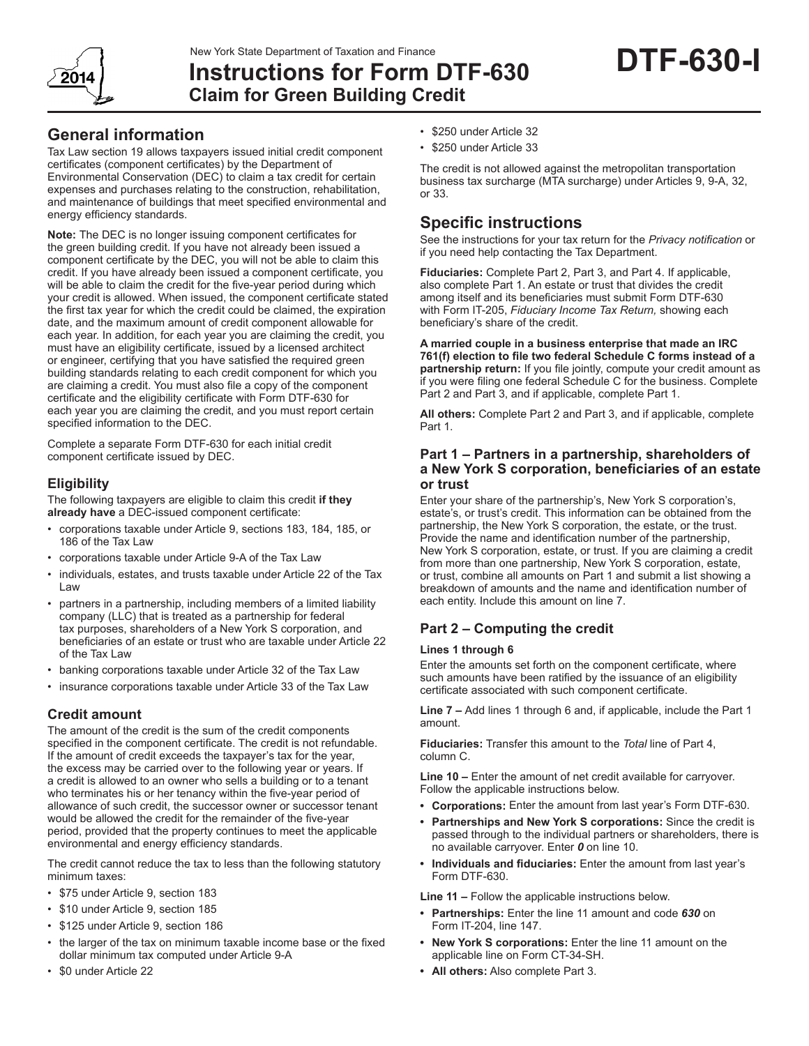New York State Department of Taxation and Finance

# Instructions for Form DTF-630 Claim for Green Building Credit

**DTF-630-I**

2014

## General information

Tax Law section 19 allows taxpayers issued initial credit component certificates (component certificates) by the Department of Environmental Conservation (DEC) to claim a tax credit for certain expenses and purchases relating to the construction, rehabilitation, and maintenance of buildings that meet specified environmental and energy efficiency standards.

**Note:** The DEC is no longer issuing component certificates for the green building credit. If you have not already been issued a component certificate by the DEC, you will not be able to claim this credit. If you have already been issued a component certificate, you will be able to claim the credit for the five-year period during which your credit is allowed. When issued, the component certificate stated the first tax year for which the credit could be claimed, the expiration date, and the maximum amount of credit component allowable for each year. In addition, for each year you are claiming the credit, you must have an eligibility certificate, issued by a licensed architect or engineer, certifying that you have satisfied the required green building standards relating to each credit component for which you are claiming a credit. You must also file a copy of the component certificate and the eligibility certificate with Form DTF-630 for each year you are claiming the credit, and you must report certain specified information to the DEC.

Complete a separate Form DTF-630 for each initial credit component certificate issued by DEC.

### Eligibility

The following taxpayers are eligible to claim this credit **if they already have** a DEC-issued component certificate:

- corporations taxable under Article 9, sections 183, 184, 185, or 186 of the Tax Law
- corporations taxable under Article 9-A of the Tax Law
- individuals, estates, and trusts taxable under Article 22 of the Tax Law
- partners in a partnership, including members of a limited liability company (LLC) that is treated as a partnership for federal tax purposes, shareholders of a New York S corporation, and beneficiaries of an estate or trust who are taxable under Article 22 of the Tax Law
- banking corporations taxable under Article 32 of the Tax Law
- insurance corporations taxable under Article 33 of the Tax Law

### Credit amount

The amount of the credit is the sum of the credit components specified in the component certificate. The credit is not refundable. If the amount of credit exceeds the taxpayer's tax for the year, the excess may be carried over to the following year or years. If a credit is allowed to an owner who sells a building or to a tenant who terminates his or her tenancy within the five-year period of allowance of such credit, the successor owner or successor tenant would be allowed the credit for the remainder of the five-year period, provided that the property continues to meet the applicable environmental and energy efficiency standards.

The credit cannot reduce the tax to less than the following statutory minimum taxes:

- $75 under Article 9, section 183
- $10 under Article 9, section 185
- $125 under Article 9, section 186
- the larger of the tax on minimum taxable income base or the fixed dollar minimum tax computed under Article 9-A
- $0 under Article 22
- $250 under Article 32
- $250 under Article 33

The credit is not allowed against the metropolitan transportation business tax surcharge (MTA surcharge) under Articles 9, 9-A, 32, or 33.

## Specific instructions

See the instructions for your tax return for the *Privacy notification* or if you need help contacting the Tax Department.

**Fiduciaries:** Complete Part 2, Part 3, and Part 4. If applicable, also complete Part 1. An estate or trust that divides the credit among itself and its beneficiaries must submit Form DTF-630 with Form IT-205, *Fiduciary Income Tax Return,* showing each beneficiary's share of the credit.

**A married couple in a business enterprise that made an IRC 761(f) election to file two federal Schedule C forms instead of a partnership return:** If you file jointly, compute your credit amount as if you were filing one federal Schedule C for the business. Complete Part 2 and Part 3, and if applicable, complete Part 1.

**All others:** Complete Part 2 and Part 3, and if applicable, complete Part 1.

### Part 1 – Partners in a partnership, shareholders of a New York S corporation, beneficiaries of an estate or trust

Enter your share of the partnership's, New York S corporation's, estate's, or trust's credit. This information can be obtained from the partnership, the New York S corporation, the estate, or the trust. Provide the name and identification number of the partnership, New York S corporation, estate, or trust. If you are claiming a credit from more than one partnership, New York S corporation, estate, or trust, combine all amounts on Part 1 and submit a list showing a breakdown of amounts and the name and identification number of each entity. Include this amount on line 7.

### Part 2 – Computing the credit

**Lines 1 through 6**

Enter the amounts set forth on the component certificate, where such amounts have been ratified by the issuance of an eligibility certificate associated with such component certificate.

**Line 7 –** Add lines 1 through 6 and, if applicable, include the Part 1 amount.

**Fiduciaries:** Transfer this amount to the *Total* line of Part 4, column C.

**Line 10 –** Enter the amount of net credit available for carryover. Follow the applicable instructions below.

- **Corporations:** Enter the amount from last year's Form DTF-630.
- **Partnerships and New York S corporations:** Since the credit is passed through to the individual partners or shareholders, there is no available carryover. Enter ***0*** on line 10.
- **Individuals and fiduciaries:** Enter the amount from last year's Form DTF-630.

**Line 11 –** Follow the applicable instructions below.

- **Partnerships:** Enter the line 11 amount and code ***630*** on Form IT-204, line 147.
- **New York S corporations:** Enter the line 11 amount on the applicable line on Form CT-34-SH.
- **All others:** Also complete Part 3.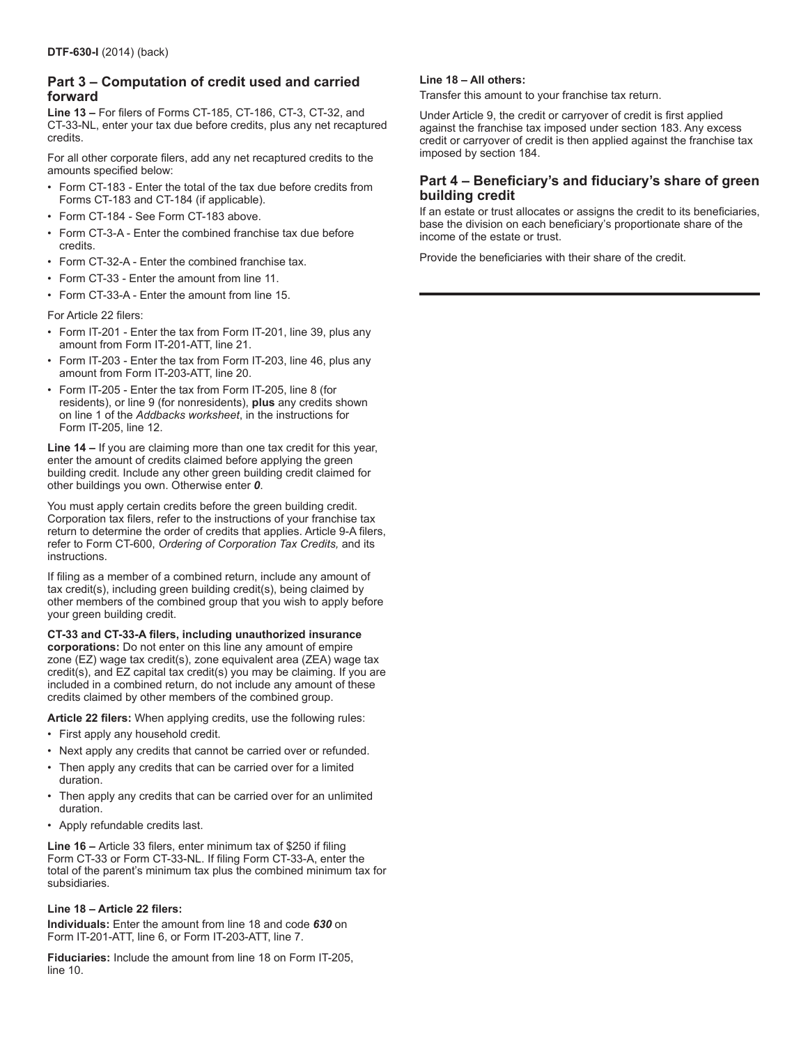## Part 3 – Computation of credit used and carried forward

**Line 13 –** For filers of Forms CT-185, CT-186, CT-3, CT-32, and CT-33-NL, enter your tax due before credits, plus any net recaptured credits.

For all other corporate filers, add any net recaptured credits to the amounts specified below:

- Form CT-183 - Enter the total of the tax due before credits from Forms CT-183 and CT-184 (if applicable).
- Form CT-184 - See Form CT-183 above.
- Form CT-3-A - Enter the combined franchise tax due before credits.
- Form CT-32-A - Enter the combined franchise tax.
- Form CT-33 - Enter the amount from line 11.
- Form CT-33-A - Enter the amount from line 15.

For Article 22 filers:

- Form IT-201 - Enter the tax from Form IT-201, line 39, plus any amount from Form IT-201-ATT, line 21.
- Form IT-203 - Enter the tax from Form IT-203, line 46, plus any amount from Form IT-203-ATT, line 20.
- Form IT-205 - Enter the tax from Form IT-205, line 8 (for residents), or line 9 (for nonresidents), **plus** any credits shown on line 1 of the *Addbacks worksheet*, in the instructions for Form IT-205, line 12.

**Line 14 –** If you are claiming more than one tax credit for this year, enter the amount of credits claimed before applying the green building credit. Include any other green building credit claimed for other buildings you own. Otherwise enter ***0***.

You must apply certain credits before the green building credit. Corporation tax filers, refer to the instructions of your franchise tax return to determine the order of credits that applies. Article 9-A filers, refer to Form CT-600, *Ordering of Corporation Tax Credits,* and its instructions.

If filing as a member of a combined return, include any amount of tax credit(s), including green building credit(s), being claimed by other members of the combined group that you wish to apply before your green building credit.

**CT-33 and CT-33-A filers, including unauthorized insurance corporations:** Do not enter on this line any amount of empire zone (EZ) wage tax credit(s), zone equivalent area (ZEA) wage tax credit(s), and EZ capital tax credit(s) you may be claiming. If you are included in a combined return, do not include any amount of these credits claimed by other members of the combined group.

**Article 22 filers:** When applying credits, use the following rules:

- First apply any household credit.
- Next apply any credits that cannot be carried over or refunded.
- Then apply any credits that can be carried over for a limited duration.
- Then apply any credits that can be carried over for an unlimited duration.
- Apply refundable credits last.

**Line 16 –** Article 33 filers, enter minimum tax of $250 if filing Form CT-33 or Form CT-33-NL. If filing Form CT-33-A, enter the total of the parent's minimum tax plus the combined minimum tax for subsidiaries.

**Line 18 – Article 22 filers:**

**Individuals:** Enter the amount from line 18 and code ***630*** on Form IT-201-ATT, line 6, or Form IT-203-ATT, line 7.

**Fiduciaries:** Include the amount from line 18 on Form IT-205, line 10.

**Line 18 – All others:**

Transfer this amount to your franchise tax return.

Under Article 9, the credit or carryover of credit is first applied against the franchise tax imposed under section 183. Any excess credit or carryover of credit is then applied against the franchise tax imposed by section 184.

## Part 4 – Beneficiary's and fiduciary's share of green building credit

If an estate or trust allocates or assigns the credit to its beneficiaries, base the division on each beneficiary's proportionate share of the income of the estate or trust.

Provide the beneficiaries with their share of the credit.